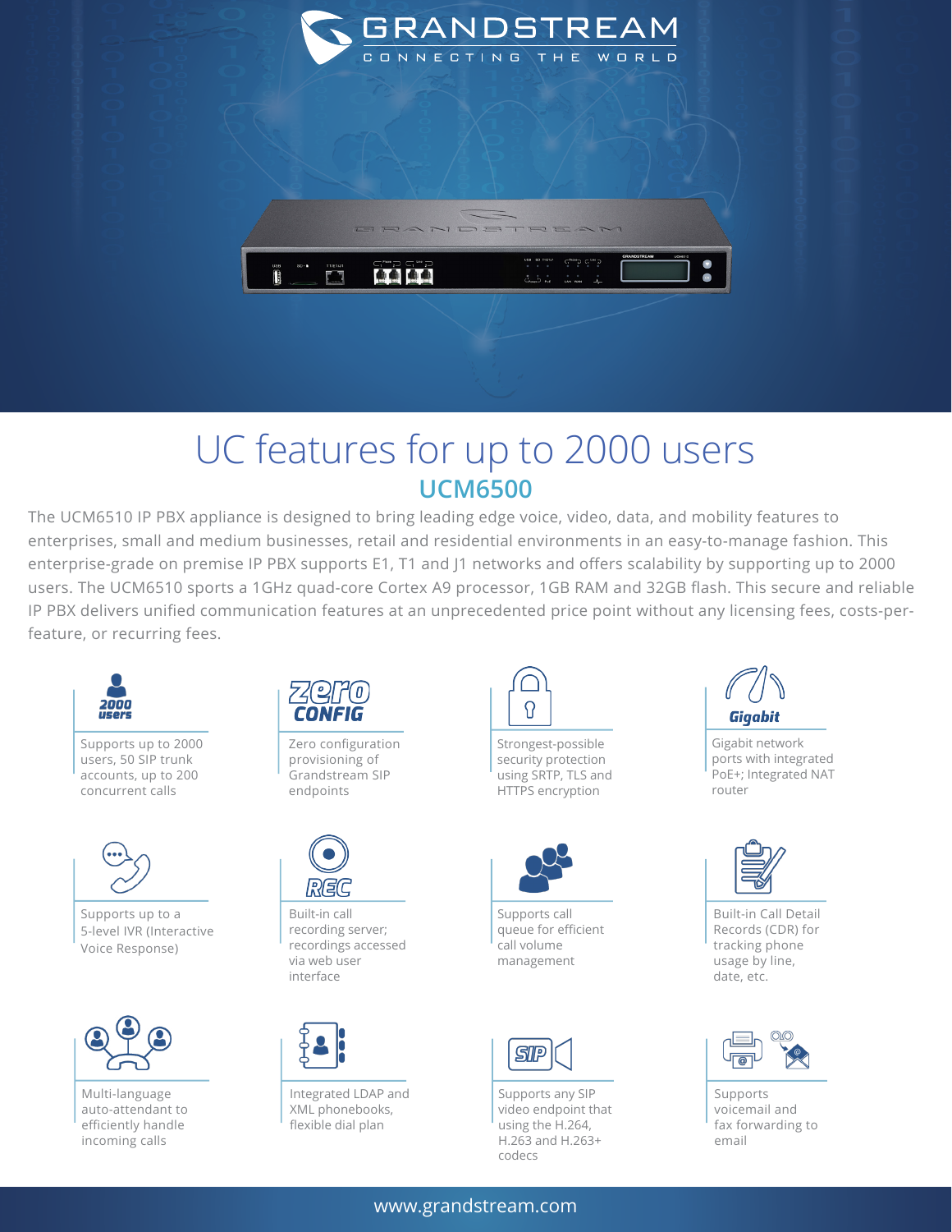# UC features for up to 2000 users

## UCM6500

The UCM6510 IP PBX appliance is designed to bring leading edge voice, video, data, and mobility features to enterprises, small and medium businesses, retail and residential environments in an easy-to-manage fashion. This enterprise-grade on premise IP PBX supports E1, T1 and J1 networks and offers scalability by supporting up to 2000 users. The UCM6510 sports a 1GHz quad-core Cortex A9 processor, 1GB RAM and 32GB flash. This secure and reliable IP PBX delivers unified communication features at an unprecedented price point without any licensing fees, costs-per-feature, or recurring fees.

- Supports up to 2000 users, 50 SIP trunk accounts, up to 200 concurrent calls
- Zero configuration provisioning of Grandstream SIP endpoints
- Strongest-possible security protection using SRTP, TLS and HTTPS encryption
- Gigabit network ports with integrated PoE+; Integrated NAT router
- Supports up to a 5-level IVR (Interactive Voice Response)
- Built-in call recording server; recordings accessed via web user interface
- Supports call queue for efficient call volume management
- Built-in Call Detail Records (CDR) for tracking phone usage by line, date, etc.
- Multi-language auto-attendant to efficiently handle incoming calls
- Integrated LDAP and XML phonebooks, flexible dial plan
- Supports any SIP video endpoint that using the H.264, H.263 and H.263+ codecs
- Supports voicemail and fax forwarding to email

www.grandstream.com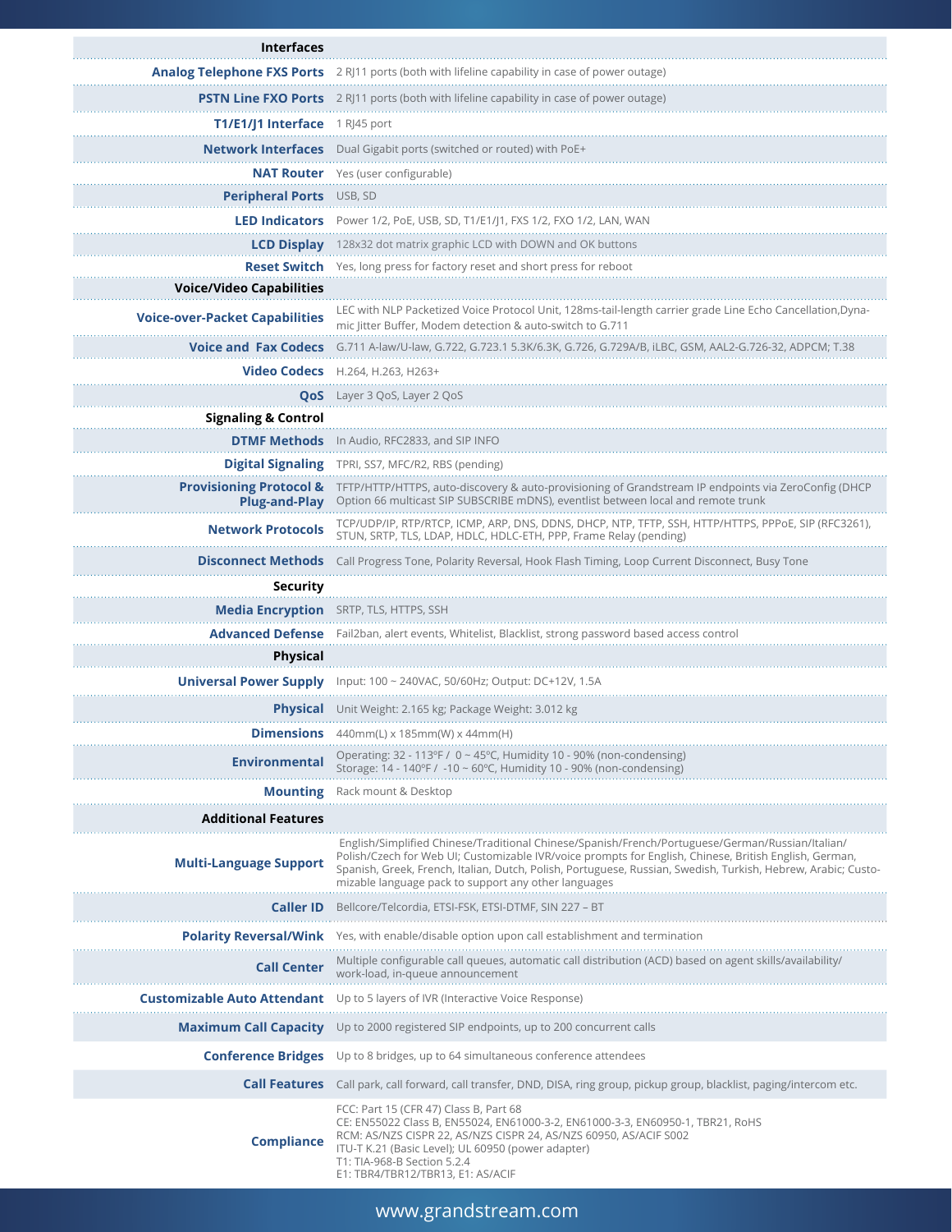| | |
|---|---|
| **Interfaces** | |
| **Analog Telephone FXS Ports** | 2 RJ11 ports (both with lifeline capability in case of power outage) |
| **PSTN Line FXO Ports** | 2 RJ11 ports (both with lifeline capability in case of power outage) |
| **T1/E1/J1 Interface** | 1 RJ45 port |
| **Network Interfaces** | Dual Gigabit ports (switched or routed) with PoE+ |
| **NAT Router** | Yes (user configurable) |
| **Peripheral Ports** | USB, SD |
| **LED Indicators** | Power 1/2, PoE, USB, SD, T1/E1/J1, FXS 1/2, FXO 1/2, LAN, WAN |
| **LCD Display** | 128x32 dot matrix graphic LCD with DOWN and OK buttons |
| **Reset Switch** | Yes, long press for factory reset and short press for reboot |
| **Voice/Video Capabilities** | |
| **Voice-over-Packet Capabilities** | LEC with NLP Packetized Voice Protocol Unit, 128ms-tail-length carrier grade Line Echo Cancellation,Dynamic Jitter Buffer, Modem detection & auto-switch to G.711 |
| **Voice and Fax Codecs** | G.711 A-law/U-law, G.722, G.723.1 5.3K/6.3K, G.726, G.729A/B, iLBC, GSM, AAL2-G.726-32, ADPCM; T.38 |
| **Video Codecs** | H.264, H.263, H263+ |
| **QoS** | Layer 3 QoS, Layer 2 QoS |
| **Signaling & Control** | |
| **DTMF Methods** | In Audio, RFC2833, and SIP INFO |
| **Digital Signaling** | TPRI, SS7, MFC/R2, RBS (pending) |
| **Provisioning Protocol & Plug-and-Play** | TFTP/HTTP/HTTPS, auto-discovery & auto-provisioning of Grandstream IP endpoints via ZeroConfig (DHCP Option 66 multicast SIP SUBSCRIBE mDNS), eventlist between local and remote trunk |
| **Network Protocols** | TCP/UDP/IP, RTP/RTCP, ICMP, ARP, DNS, DDNS, DHCP, NTP, TFTP, SSH, HTTP/HTTPS, PPPoE, SIP (RFC3261), STUN, SRTP, TLS, LDAP, HDLC, HDLC-ETH, PPP, Frame Relay (pending) |
| **Disconnect Methods** | Call Progress Tone, Polarity Reversal, Hook Flash Timing, Loop Current Disconnect, Busy Tone |
| **Security** | |
| **Media Encryption** | SRTP, TLS, HTTPS, SSH |
| **Advanced Defense** | Fail2ban, alert events, Whitelist, Blacklist, strong password based access control |
| **Physical** | |
| **Universal Power Supply** | Input: 100 ~ 240VAC, 50/60Hz; Output: DC+12V, 1.5A |
| **Physical** | Unit Weight: 2.165 kg; Package Weight: 3.012 kg |
| **Dimensions** | 440mm(L) x 185mm(W) x 44mm(H) |
| **Environmental** | Operating: 32 - 113°F / 0 ~ 45°C, Humidity 10 - 90% (non-condensing)<br>Storage: 14 - 140°F / -10 ~ 60°C, Humidity 10 - 90% (non-condensing) |
| **Mounting** | Rack mount & Desktop |
| **Additional Features** | |
| **Multi-Language Support** | English/Simplified Chinese/Traditional Chinese/Spanish/French/Portuguese/German/Russian/Italian/Polish/Czech for Web UI; Customizable IVR/voice prompts for English, Chinese, British English, German, Spanish, Greek, French, Italian, Dutch, Polish, Portuguese, Russian, Swedish, Turkish, Hebrew, Arabic; Customizable language pack to support any other languages |
| **Caller ID** | Bellcore/Telcordia, ETSI-FSK, ETSI-DTMF, SIN 227 – BT |
| **Polarity Reversal/Wink** | Yes, with enable/disable option upon call establishment and termination |
| **Call Center** | Multiple configurable call queues, automatic call distribution (ACD) based on agent skills/availability/work-load, in-queue announcement |
| **Customizable Auto Attendant** | Up to 5 layers of IVR (Interactive Voice Response) |
| **Maximum Call Capacity** | Up to 2000 registered SIP endpoints, up to 200 concurrent calls |
| **Conference Bridges** | Up to 8 bridges, up to 64 simultaneous conference attendees |
| **Call Features** | Call park, call forward, call transfer, DND, DISA, ring group, pickup group, blacklist, paging/intercom etc. |
| **Compliance** | FCC: Part 15 (CFR 47) Class B, Part 68<br>CE: EN55022 Class B, EN55024, EN61000-3-2, EN61000-3-3, EN60950-1, TBR21, RoHS<br>RCM: AS/NZS CISPR 22, AS/NZS CISPR 24, AS/NZS 60950, AS/ACIF S002<br>ITU-T K.21 (Basic Level); UL 60950 (power adapter)<br>T1: TIA-968-B Section 5.2.4<br>E1: TBR4/TBR12/TBR13, E1: AS/ACIF |

www.grandstream.com